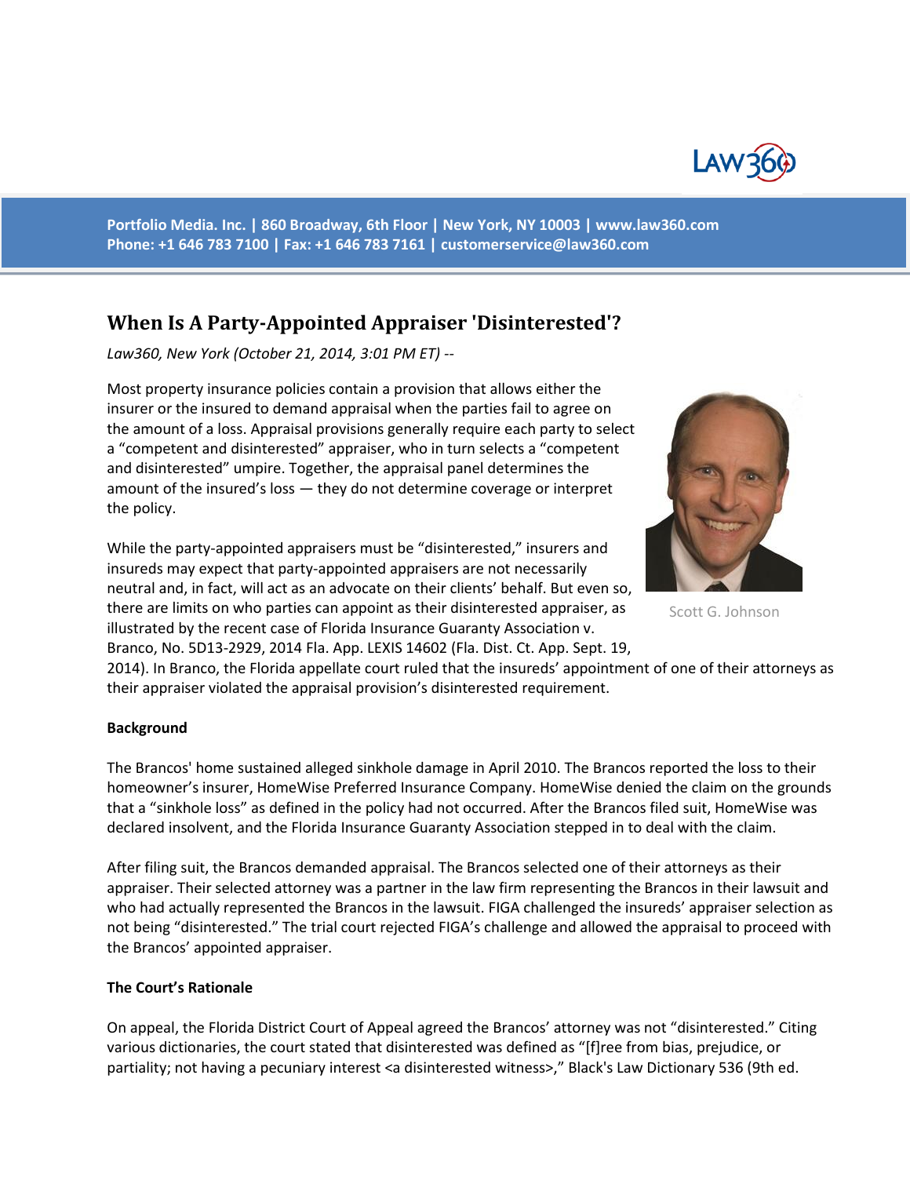Portfolio Media. Inc. | 860 Broadway, 6th Floor | New York, NY 10003 | www.law360.com
Phone: +1 646 783 7100 | Fax: +1 646 783 7161 | customerservice@law360.com

# When Is A Party-Appointed Appraiser 'Disinterested'?

*Law360, New York (October 21, 2014, 3:01 PM ET) --*

Most property insurance policies contain a provision that allows either the insurer or the insured to demand appraisal when the parties fail to agree on the amount of a loss. Appraisal provisions generally require each party to select a "competent and disinterested" appraiser, who in turn selects a "competent and disinterested" umpire. Together, the appraisal panel determines the amount of the insured's loss — they do not determine coverage or interpret the policy.

Scott G. Johnson

While the party-appointed appraisers must be "disinterested," insurers and insureds may expect that party-appointed appraisers are not necessarily neutral and, in fact, will act as an advocate on their clients' behalf. But even so, there are limits on who parties can appoint as their disinterested appraiser, as illustrated by the recent case of Florida Insurance Guaranty Association v. Branco, No. 5D13-2929, 2014 Fla. App. LEXIS 14602 (Fla. Dist. Ct. App. Sept. 19, 2014). In Branco, the Florida appellate court ruled that the insureds' appointment of one of their attorneys as their appraiser violated the appraisal provision's disinterested requirement.

**Background**

The Brancos' home sustained alleged sinkhole damage in April 2010. The Brancos reported the loss to their homeowner's insurer, HomeWise Preferred Insurance Company. HomeWise denied the claim on the grounds that a "sinkhole loss" as defined in the policy had not occurred. After the Brancos filed suit, HomeWise was declared insolvent, and the Florida Insurance Guaranty Association stepped in to deal with the claim.

After filing suit, the Brancos demanded appraisal. The Brancos selected one of their attorneys as their appraiser. Their selected attorney was a partner in the law firm representing the Brancos in their lawsuit and who had actually represented the Brancos in the lawsuit. FIGA challenged the insureds' appraiser selection as not being "disinterested." The trial court rejected FIGA's challenge and allowed the appraisal to proceed with the Brancos' appointed appraiser.

**The Court's Rationale**

On appeal, the Florida District Court of Appeal agreed the Brancos' attorney was not "disinterested." Citing various dictionaries, the court stated that disinterested was defined as "[f]ree from bias, prejudice, or partiality; not having a pecuniary interest <a disinterested witness>," Black's Law Dictionary 536 (9th ed.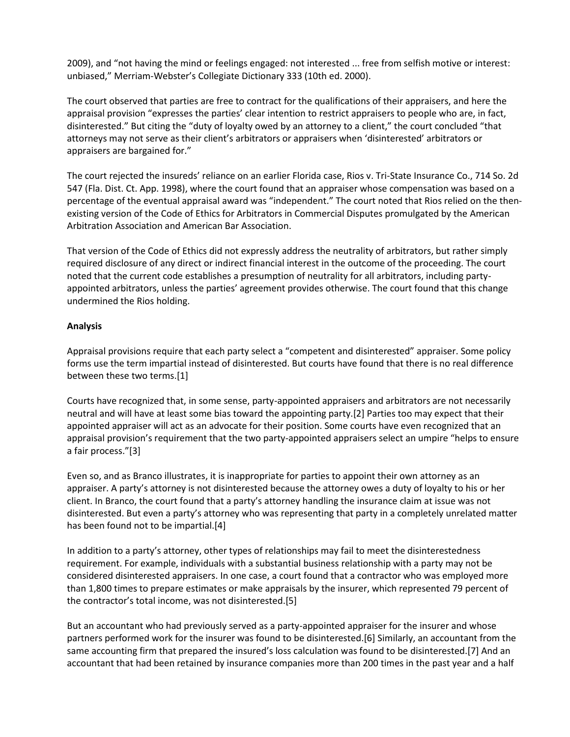2009), and "not having the mind or feelings engaged: not interested ... free from selfish motive or interest: unbiased," Merriam-Webster's Collegiate Dictionary 333 (10th ed. 2000).

The court observed that parties are free to contract for the qualifications of their appraisers, and here the appraisal provision "expresses the parties' clear intention to restrict appraisers to people who are, in fact, disinterested." But citing the "duty of loyalty owed by an attorney to a client," the court concluded "that attorneys may not serve as their client's arbitrators or appraisers when 'disinterested' arbitrators or appraisers are bargained for."

The court rejected the insureds' reliance on an earlier Florida case, Rios v. Tri-State Insurance Co., 714 So. 2d 547 (Fla. Dist. Ct. App. 1998), where the court found that an appraiser whose compensation was based on a percentage of the eventual appraisal award was "independent." The court noted that Rios relied on the then-existing version of the Code of Ethics for Arbitrators in Commercial Disputes promulgated by the American Arbitration Association and American Bar Association.

That version of the Code of Ethics did not expressly address the neutrality of arbitrators, but rather simply required disclosure of any direct or indirect financial interest in the outcome of the proceeding. The court noted that the current code establishes a presumption of neutrality for all arbitrators, including party-appointed arbitrators, unless the parties' agreement provides otherwise. The court found that this change undermined the Rios holding.

**Analysis**

Appraisal provisions require that each party select a "competent and disinterested" appraiser. Some policy forms use the term impartial instead of disinterested. But courts have found that there is no real difference between these two terms.[1]

Courts have recognized that, in some sense, party-appointed appraisers and arbitrators are not necessarily neutral and will have at least some bias toward the appointing party.[2] Parties too may expect that their appointed appraiser will act as an advocate for their position. Some courts have even recognized that an appraisal provision's requirement that the two party-appointed appraisers select an umpire "helps to ensure a fair process."[3]

Even so, and as Branco illustrates, it is inappropriate for parties to appoint their own attorney as an appraiser. A party's attorney is not disinterested because the attorney owes a duty of loyalty to his or her client. In Branco, the court found that a party's attorney handling the insurance claim at issue was not disinterested. But even a party's attorney who was representing that party in a completely unrelated matter has been found not to be impartial.[4]

In addition to a party's attorney, other types of relationships may fail to meet the disinterestedness requirement. For example, individuals with a substantial business relationship with a party may not be considered disinterested appraisers. In one case, a court found that a contractor who was employed more than 1,800 times to prepare estimates or make appraisals by the insurer, which represented 79 percent of the contractor's total income, was not disinterested.[5]

But an accountant who had previously served as a party-appointed appraiser for the insurer and whose partners performed work for the insurer was found to be disinterested.[6] Similarly, an accountant from the same accounting firm that prepared the insured's loss calculation was found to be disinterested.[7] And an accountant that had been retained by insurance companies more than 200 times in the past year and a half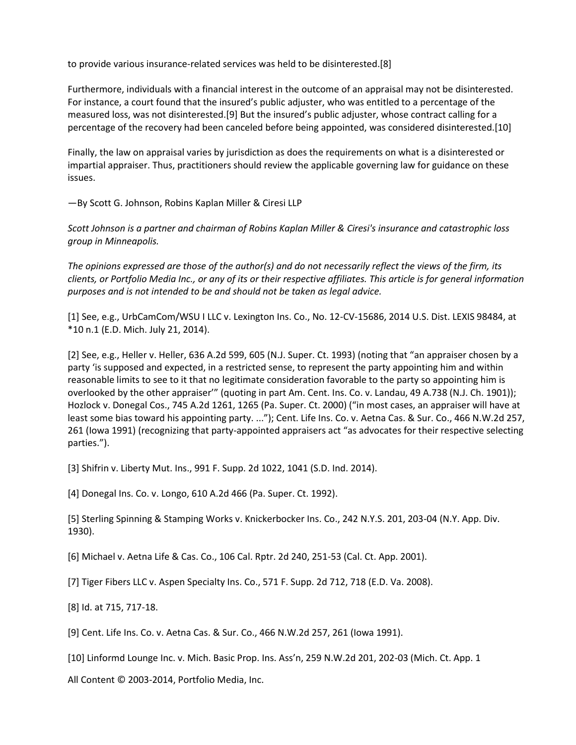to provide various insurance-related services was held to be disinterested.[8]

Furthermore, individuals with a financial interest in the outcome of an appraisal may not be disinterested. For instance, a court found that the insured's public adjuster, who was entitled to a percentage of the measured loss, was not disinterested.[9] But the insured's public adjuster, whose contract calling for a percentage of the recovery had been canceled before being appointed, was considered disinterested.[10]

Finally, the law on appraisal varies by jurisdiction as does the requirements on what is a disinterested or impartial appraiser. Thus, practitioners should review the applicable governing law for guidance on these issues.

—By Scott G. Johnson, Robins Kaplan Miller & Ciresi LLP

*Scott Johnson is a partner and chairman of Robins Kaplan Miller & Ciresi's insurance and catastrophic loss group in Minneapolis.*

*The opinions expressed are those of the author(s) and do not necessarily reflect the views of the firm, its clients, or Portfolio Media Inc., or any of its or their respective affiliates. This article is for general information purposes and is not intended to be and should not be taken as legal advice.*

[1] See, e.g., UrbCamCom/WSU I LLC v. Lexington Ins. Co., No. 12-CV-15686, 2014 U.S. Dist. LEXIS 98484, at *10 n.1 (E.D. Mich. July 21, 2014).

[2] See, e.g., Heller v. Heller, 636 A.2d 599, 605 (N.J. Super. Ct. 1993) (noting that "an appraiser chosen by a party 'is supposed and expected, in a restricted sense, to represent the party appointing him and within reasonable limits to see to it that no legitimate consideration favorable to the party so appointing him is overlooked by the other appraiser'" (quoting in part Am. Cent. Ins. Co. v. Landau, 49 A.738 (N.J. Ch. 1901)); Hozlock v. Donegal Cos., 745 A.2d 1261, 1265 (Pa. Super. Ct. 2000) ("in most cases, an appraiser will have at least some bias toward his appointing party. ..."); Cent. Life Ins. Co. v. Aetna Cas. & Sur. Co., 466 N.W.2d 257, 261 (Iowa 1991) (recognizing that party-appointed appraisers act "as advocates for their respective selecting parties.").

[3] Shifrin v. Liberty Mut. Ins., 991 F. Supp. 2d 1022, 1041 (S.D. Ind. 2014).

[4] Donegal Ins. Co. v. Longo, 610 A.2d 466 (Pa. Super. Ct. 1992).

[5] Sterling Spinning & Stamping Works v. Knickerbocker Ins. Co., 242 N.Y.S. 201, 203-04 (N.Y. App. Div. 1930).

[6] Michael v. Aetna Life & Cas. Co., 106 Cal. Rptr. 2d 240, 251-53 (Cal. Ct. App. 2001).

[7] Tiger Fibers LLC v. Aspen Specialty Ins. Co., 571 F. Supp. 2d 712, 718 (E.D. Va. 2008).

[8] Id. at 715, 717-18.

[9] Cent. Life Ins. Co. v. Aetna Cas. & Sur. Co., 466 N.W.2d 257, 261 (Iowa 1991).

[10] Linformd Lounge Inc. v. Mich. Basic Prop. Ins. Ass'n, 259 N.W.2d 201, 202-03 (Mich. Ct. App. 1

All Content © 2003-2014, Portfolio Media, Inc.